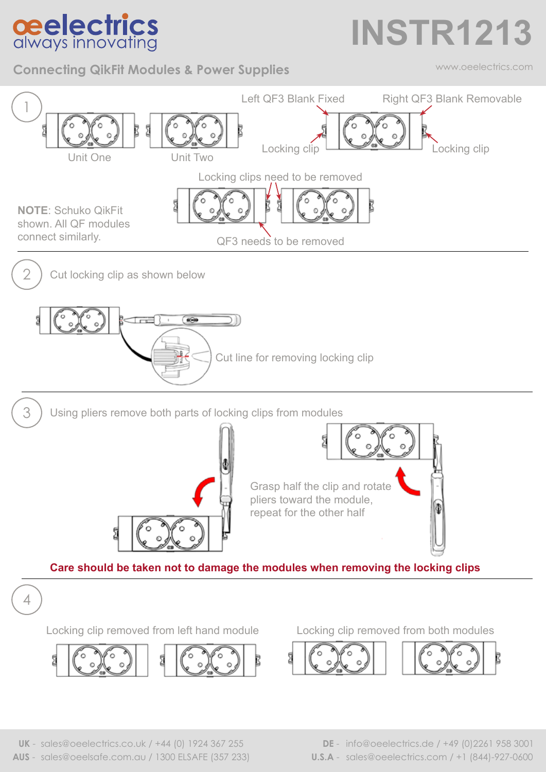oeelectrics always innovating

# INSTR1213

## Connecting QikFit Modules & Power Supplies

www.oeelectrics.com

### 1

Unit One

Unit Two

Left QF3 Blank Fixed

Right QF3 Blank Removable

Locking clip

Locking clip

Locking clips need to be removed

QF3 needs to be removed

**NOTE**: Schuko QikFit shown. All QF modules connect similarly.

### 2

Cut locking clip as shown below

Cut line for removing locking clip

### 3

Using pliers remove both parts of locking clips from modules

Grasp half the clip and rotate pliers toward the module, repeat for the other half

**Care should be taken not to damage the modules when removing the locking clips**

### 4

Locking clip removed from left hand module

Locking clip removed from both modules

**UK** - sales@oeelectrics.co.uk / +44 (0) 1924 367 255
**AUS** - sales@oeelsafe.com.au / 1300 ELSAFE (357 233)
**DE** - info@oeelectrics.de / +49 (0)2261 958 3001
**U.S.A** - sales@oeelectrics.com / +1 (844)-927-0600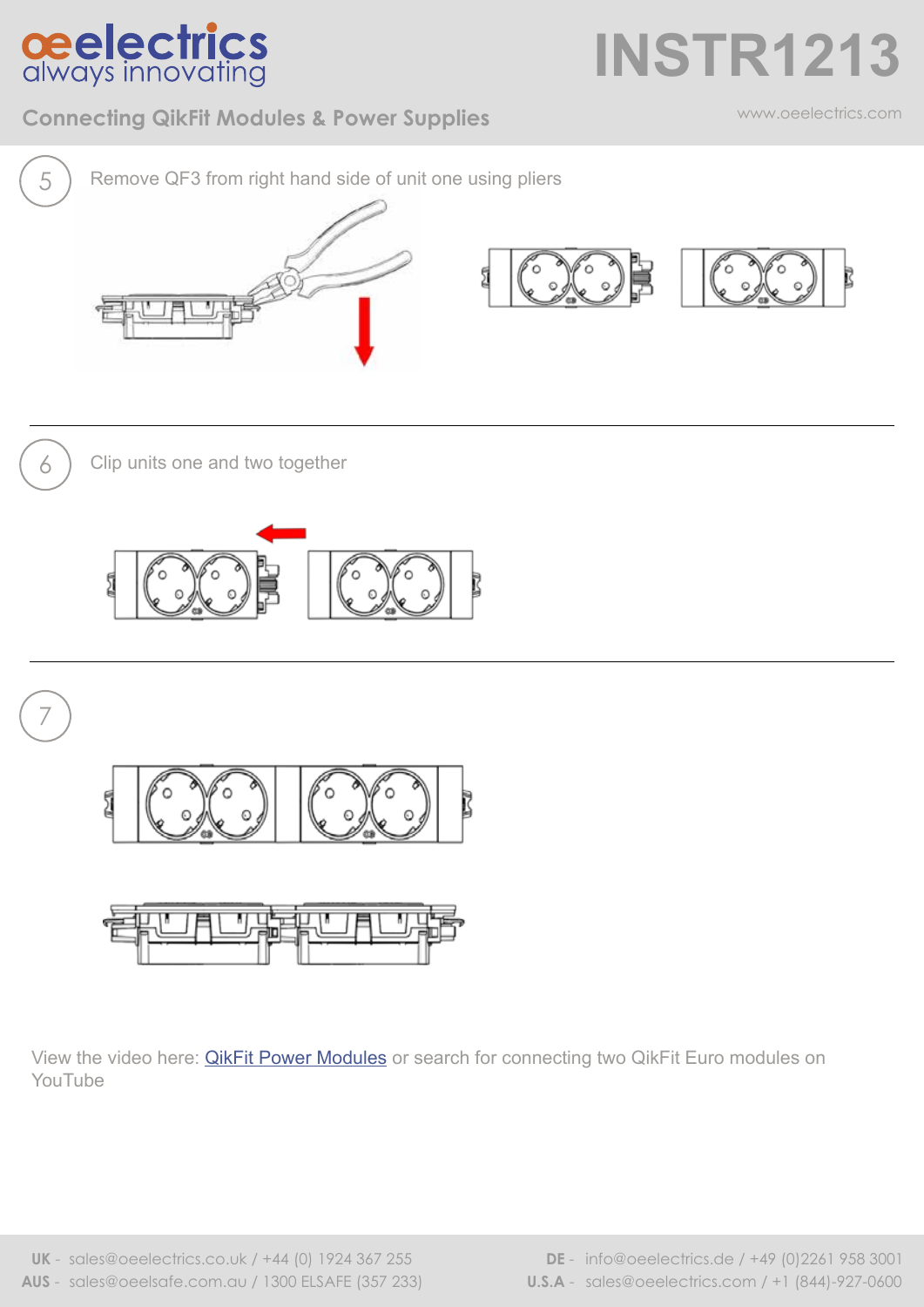5 Remove QF3 from right hand side of unit one using pliers

6 Clip units one and two together

7

View the video here: [QikFit Power Modules]() or search for connecting two QikFit Euro modules on YouTube